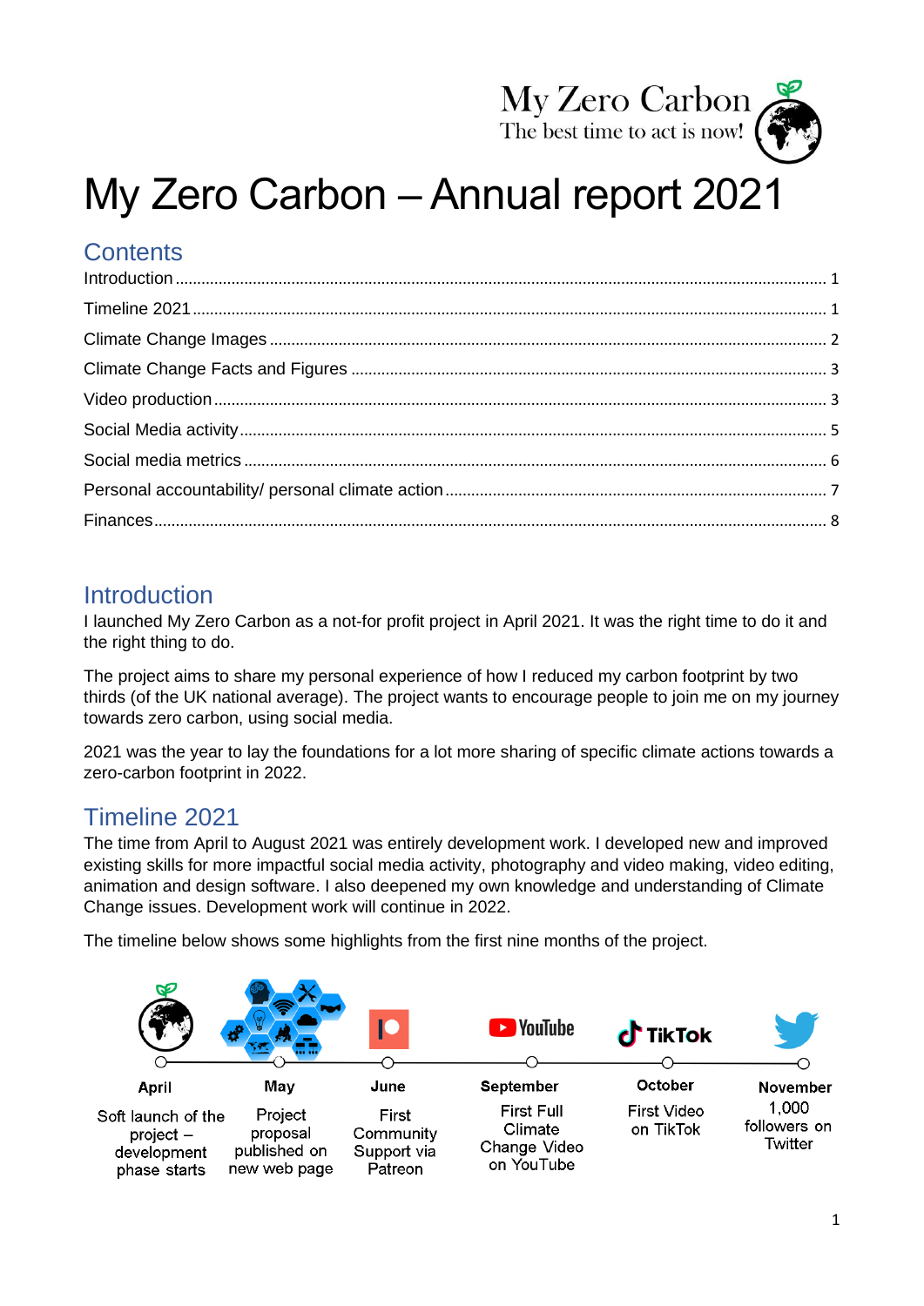My Zero Carbon
The best time to act is now!

# My Zero Carbon – Annual report 2021

## Contents

- Introduction ..... 1
- Timeline 2021 ..... 1
- Climate Change Images ..... 2
- Climate Change Facts and Figures ..... 3
- Video production ..... 3
- Social Media activity ..... 5
- Social media metrics ..... 6
- Personal accountability/ personal climate action ..... 7
- Finances ..... 8

## Introduction

I launched My Zero Carbon as a not-for profit project in April 2021. It was the right time to do it and the right thing to do.

The project aims to share my personal experience of how I reduced my carbon footprint by two thirds (of the UK national average). The project wants to encourage people to join me on my journey towards zero carbon, using social media.

2021 was the year to lay the foundations for a lot more sharing of specific climate actions towards a zero-carbon footprint in 2022.

## Timeline 2021

The time from April to August 2021 was entirely development work. I developed new and improved existing skills for more impactful social media activity, photography and video making, video editing, animation and design software. I also deepened my own knowledge and understanding of Climate Change issues. Development work will continue in 2022.

The timeline below shows some highlights from the first nine months of the project.

- **April**: Soft launch of the project – development phase starts
- **May**: Project proposal published on new web page
- **June**: First Community Support via Patreon
- **September**: First Full Climate Change Video on YouTube
- **October**: First Video on TikTok
- **November**: 1,000 followers on Twitter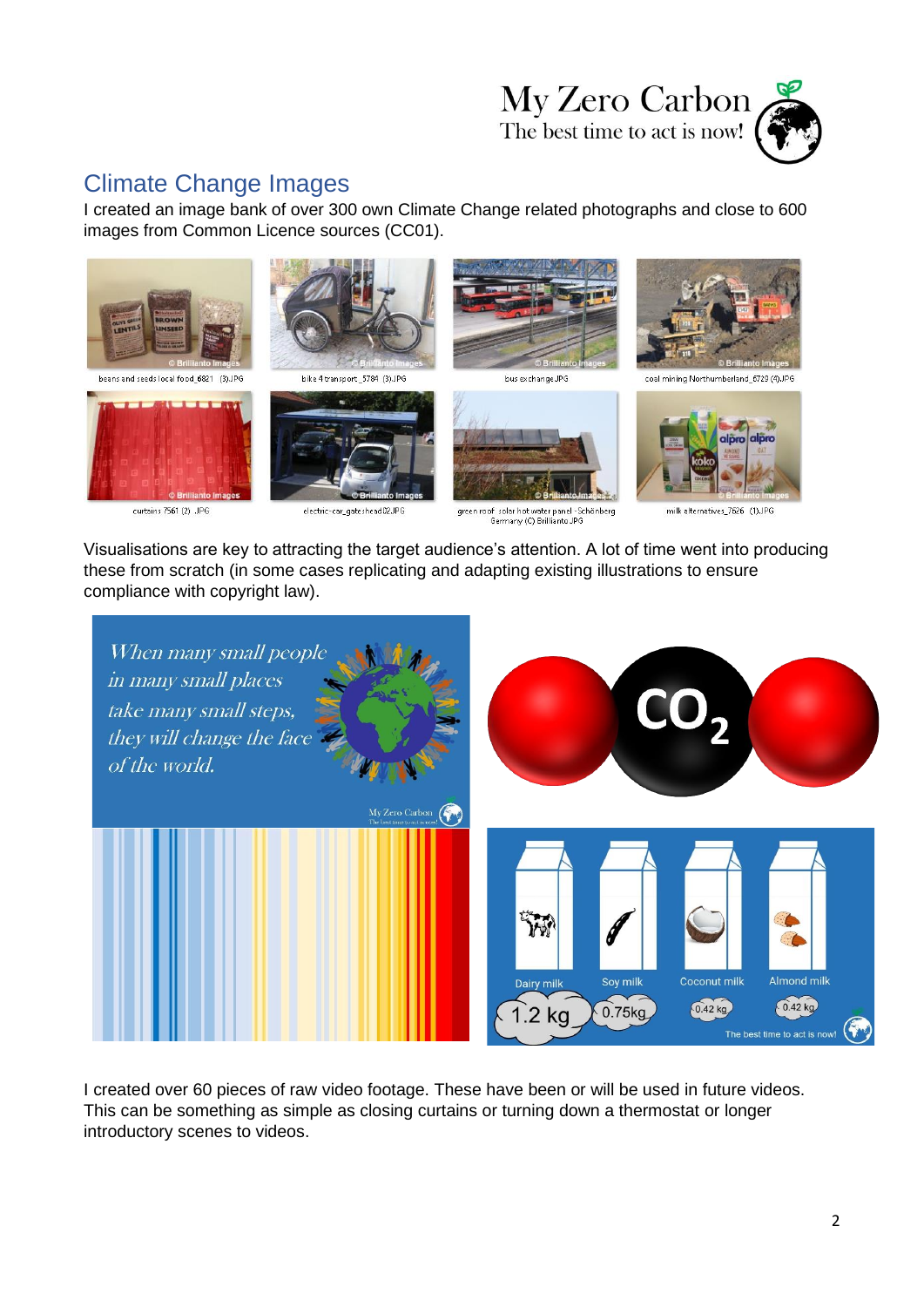## Climate Change Images

I created an image bank of over 300 own Climate Change related photographs and close to 600 images from Common Licence sources (CC01).

beans and seeds local food_6821 (3).JPG

bike 4 transport_5784 (3).JPG

bus exchange.JPG

coal mining Northumberland_6729 (4).JPG

curtains 7561 (2) .JPG

electric-car_gateshead02.JPG

green roof solar hot water panel - Schönberg Germany (C) Brillianto.JPG

milk alternatives_7626 (1).JPG

Visualisations are key to attracting the target audience's attention. A lot of time went into producing these from scratch (in some cases replicating and adapting existing illustrations to ensure compliance with copyright law).

*When many small people in many small places take many small steps, they will change the face of the world.*

| Dairy milk | Soy milk | Coconut milk | Almond milk |
|---|---|---|---|
| 1.2 kg | 0.75kg | 0.42 kg | 0.42 kg |

I created over 60 pieces of raw video footage. These have been or will be used in future videos. This can be something as simple as closing curtains or turning down a thermostat or longer introductory scenes to videos.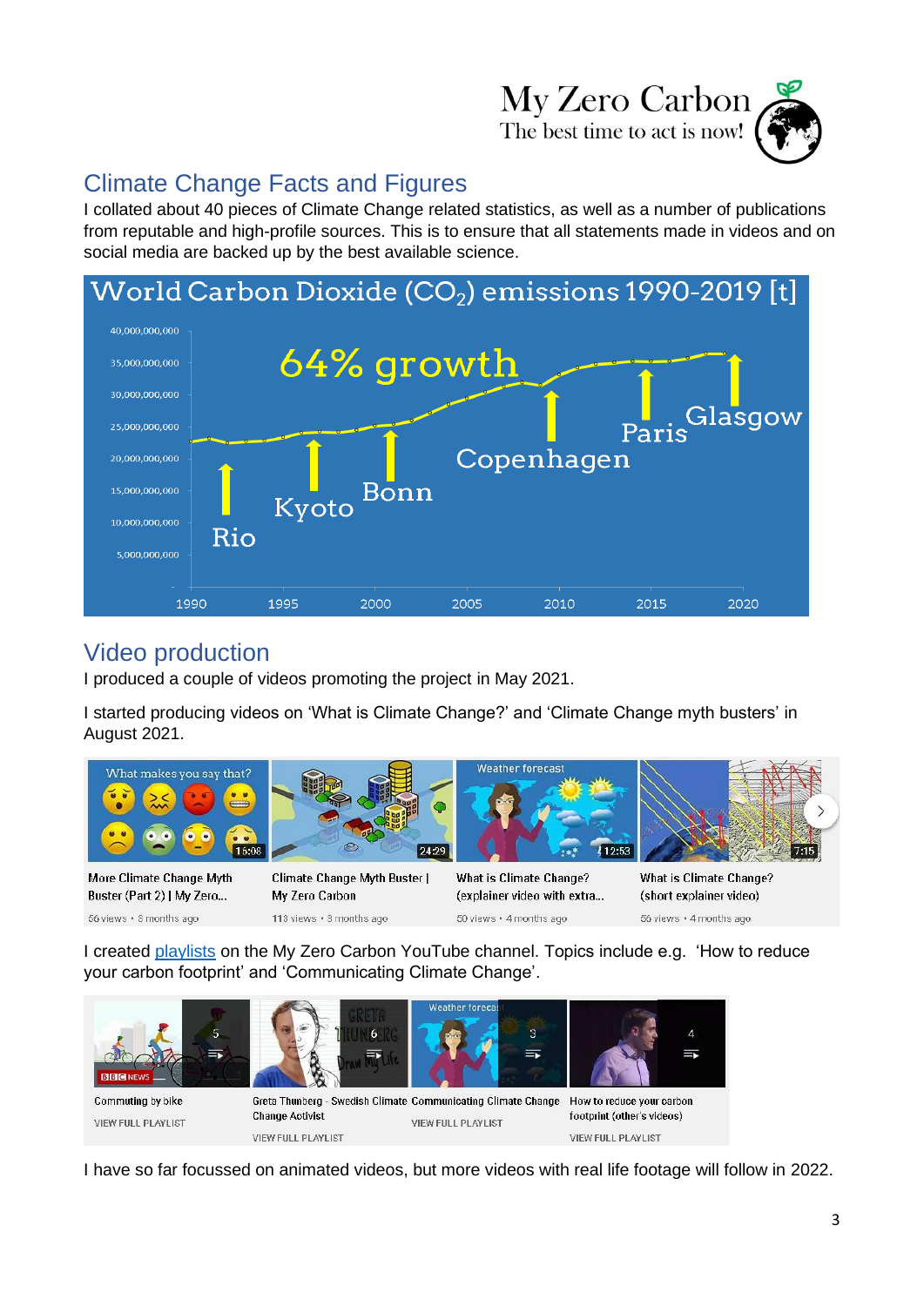## Climate Change Facts and Figures

I collated about 40 pieces of Climate Change related statistics, as well as a number of publications from reputable and high-profile sources. This is to ensure that all statements made in videos and on social media are backed up by the best available science.

World Carbon Dioxide ($CO_2$) emissions 1990-2019 [t]

64% growth

Rio, Kyoto, Bonn, Copenhagen, Paris, Glasgow

## Video production

I produced a couple of videos promoting the project in May 2021.

I started producing videos on 'What is Climate Change?' and 'Climate Change myth busters' in August 2021.

More Climate Change Myth Buster (Part 2) | My Zero... — 56 views • 8 months ago

Climate Change Myth Buster | My Zero Carbon — 113 views • 8 months ago

What is Climate Change? (explainer video with extra... — 50 views • 4 months ago

What is Climate Change? (short explainer video) — 56 views • 4 months ago

I created playlists on the My Zero Carbon YouTube channel. Topics include e.g. 'How to reduce your carbon footprint' and 'Communicating Climate Change'.

Commuting by bike — VIEW FULL PLAYLIST

Greta Thunberg - Swedish Climate Change Activist — VIEW FULL PLAYLIST

Communicating Climate Change — VIEW FULL PLAYLIST

How to reduce your carbon footprint (other's videos) — VIEW FULL PLAYLIST

I have so far focussed on animated videos, but more videos with real life footage will follow in 2022.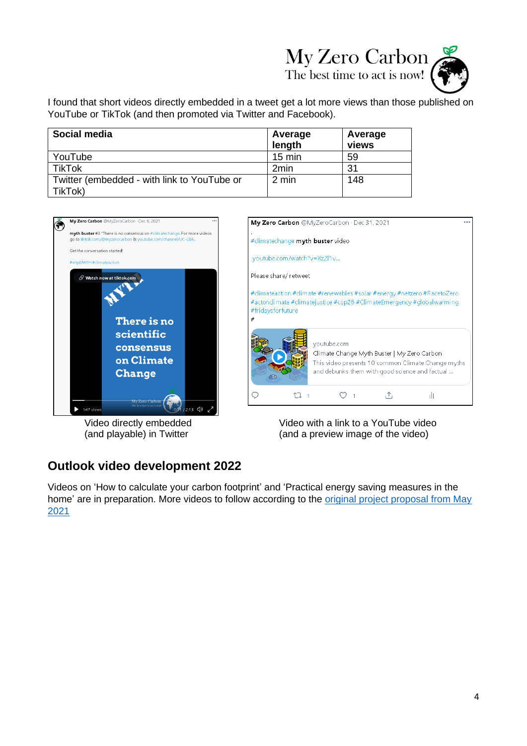I found that short videos directly embedded in a tweet get a lot more views than those published on YouTube or TikTok (and then promoted via Twitter and Facebook).

| Social media | Average length | Average views |
|---|---|---|
| YouTube | 15 min | 59 |
| TikTok | 2min | 31 |
| Twitter (embedded - with link to YouTube or TikTok) | 2 min | 148 |

Video directly embedded (and playable) in Twitter

Video with a link to a YouTube video (and a preview image of the video)

## Outlook video development 2022

Videos on 'How to calculate your carbon footprint' and 'Practical energy saving measures in the home' are in preparation. More videos to follow according to the original project proposal from May 2021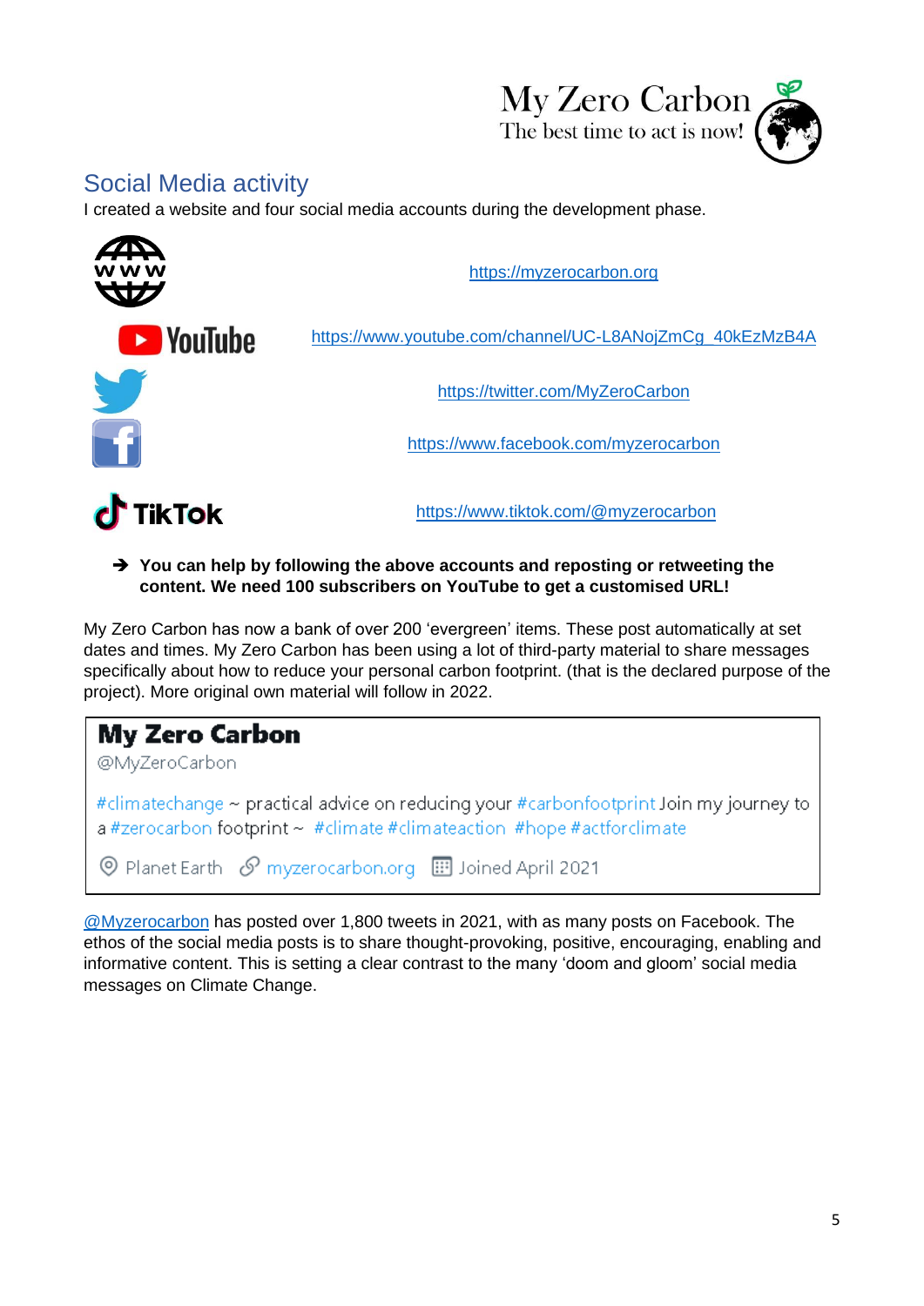## Social Media activity

I created a website and four social media accounts during the development phase.

| | |
|---|---|
| WWW | https://myzerocarbon.org |
| YouTube | https://www.youtube.com/channel/UC-L8ANojZmCg_40kEzMzB4A |
| Twitter | https://twitter.com/MyZeroCarbon |
| Facebook | https://www.facebook.com/myzerocarbon |
| TikTok | https://www.tiktok.com/@myzerocarbon |

➔ **You can help by following the above accounts and reposting or retweeting the content. We need 100 subscribers on YouTube to get a customised URL!**

My Zero Carbon has now a bank of over 200 'evergreen' items. These post automatically at set dates and times. My Zero Carbon has been using a lot of third-party material to share messages specifically about how to reduce your personal carbon footprint. (that is the declared purpose of the project). More original own material will follow in 2022.

> **My Zero Carbon**
> @MyZeroCarbon
>
> #climatechange ~ practical advice on reducing your #carbonfootprint Join my journey to a #zerocarbon footprint ~ #climate #climateaction #hope #actforclimate
>
> Planet Earth · myzerocarbon.org · Joined April 2021

@Myzerocarbon has posted over 1,800 tweets in 2021, with as many posts on Facebook. The ethos of the social media posts is to share thought-provoking, positive, encouraging, enabling and informative content. This is setting a clear contrast to the many 'doom and gloom' social media messages on Climate Change.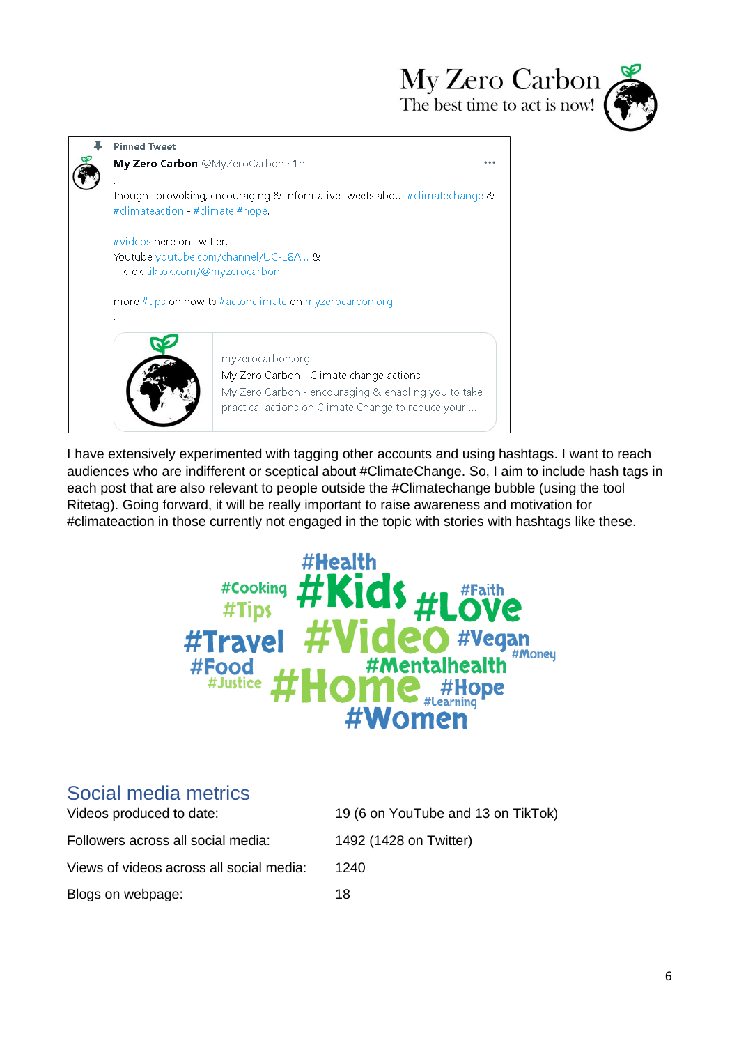My Zero Carbon
The best time to act is now!

Pinned Tweet

My Zero Carbon @MyZeroCarbon · 1h

.

thought-provoking, encouraging & informative tweets about #climatechange & #climateaction - #climate #hope.

#videos here on Twitter,
Youtube youtube.com/channel/UC-L8A... &
TikTok tiktok.com/@myzerocarbon

more #tips on how to #actonclimate on myzerocarbon.org

.

myzerocarbon.org
My Zero Carbon - Climate change actions
My Zero Carbon - encouraging & enabling you to take practical actions on Climate Change to reduce your ...

I have extensively experimented with tagging other accounts and using hashtags. I want to reach audiences who are indifferent or sceptical about #ClimateChange. So, I aim to include hash tags in each post that are also relevant to people outside the #Climatechange bubble (using the tool Ritetag). Going forward, it will be really important to raise awareness and motivation for #climateaction in those currently not engaged in the topic with stories with hashtags like these.

#Health #Cooking #Kids #Faith #Tips #Love #Travel #Video #Vegan #Money #Food #Mentalhealth #Justice #Home #Hope #Learning #Women

## Social media metrics

| | |
|---|---|
| Videos produced to date: | 19 (6 on YouTube and 13 on TikTok) |
| Followers across all social media: | 1492 (1428 on Twitter) |
| Views of videos across all social media: | 1240 |
| Blogs on webpage: | 18 |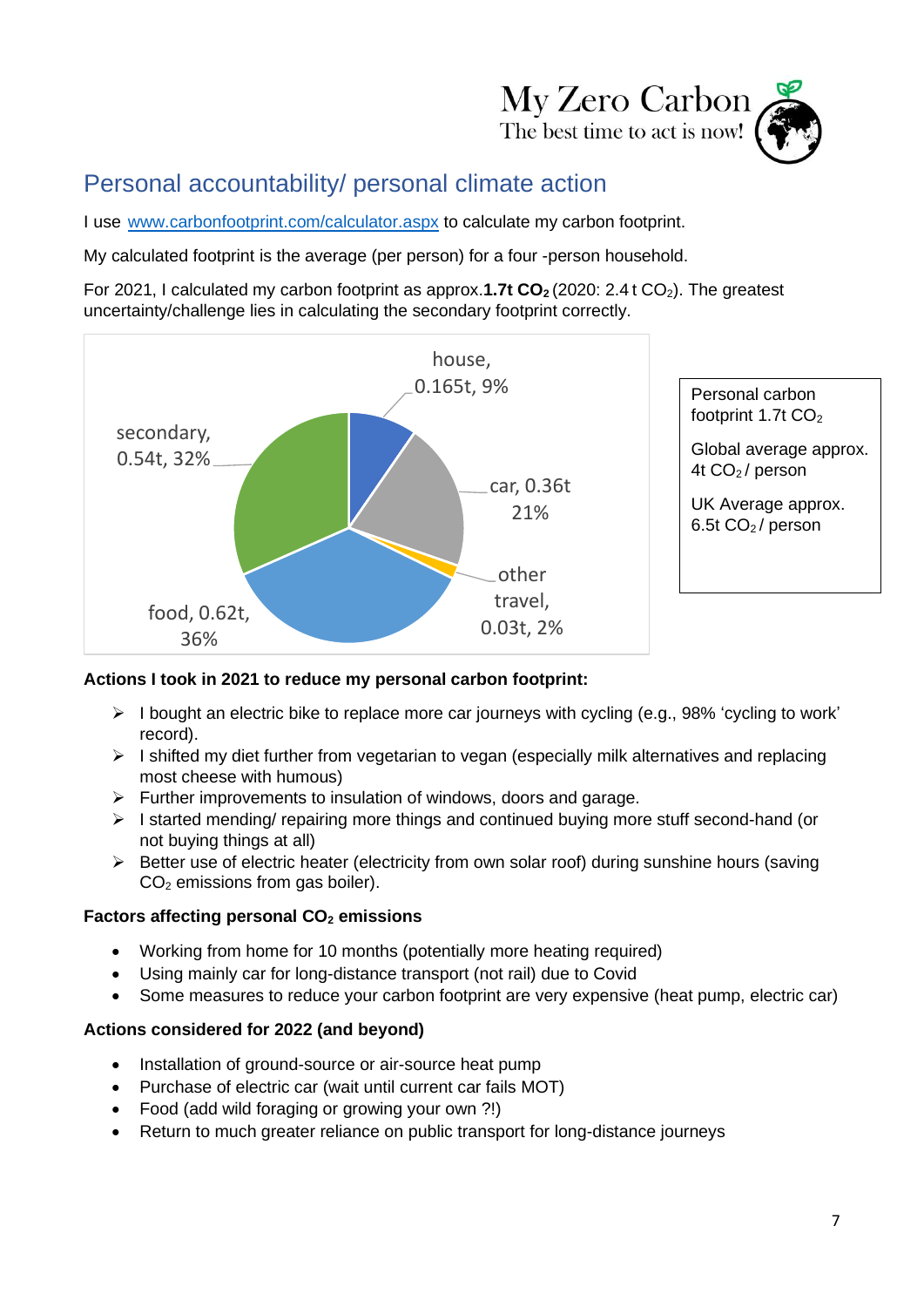My Zero Carbon
The best time to act is now!

## Personal accountability/ personal climate action

I use [www.carbonfootprint.com/calculator.aspx](www.carbonfootprint.com/calculator.aspx) to calculate my carbon footprint.

My calculated footprint is the average (per person) for a four -person household.

For 2021, I calculated my carbon footprint as approx.**1.7t $CO_2$** (2020: 2.4 t $CO_2$). The greatest uncertainty/challenge lies in calculating the secondary footprint correctly.

house, 0.165t, 9%
car, 0.36t 21%
other travel, 0.03t, 2%
food, 0.62t, 36%
secondary, 0.54t, 32%

Personal carbon footprint 1.7t $CO_2$

Global average approx. 4t $CO_2$ / person

UK Average approx. 6.5t $CO_2$ / person

**Actions I took in 2021 to reduce my personal carbon footprint:**

- I bought an electric bike to replace more car journeys with cycling (e.g., 98% 'cycling to work' record).
- I shifted my diet further from vegetarian to vegan (especially milk alternatives and replacing most cheese with humous)
- Further improvements to insulation of windows, doors and garage.
- I started mending/ repairing more things and continued buying more stuff second-hand (or not buying things at all)
- Better use of electric heater (electricity from own solar roof) during sunshine hours (saving $CO_2$ emissions from gas boiler).

**Factors affecting personal $CO_2$ emissions**

- Working from home for 10 months (potentially more heating required)
- Using mainly car for long-distance transport (not rail) due to Covid
- Some measures to reduce your carbon footprint are very expensive (heat pump, electric car)

**Actions considered for 2022 (and beyond)**

- Installation of ground-source or air-source heat pump
- Purchase of electric car (wait until current car fails MOT)
- Food (add wild foraging or growing your own ?!)
- Return to much greater reliance on public transport for long-distance journeys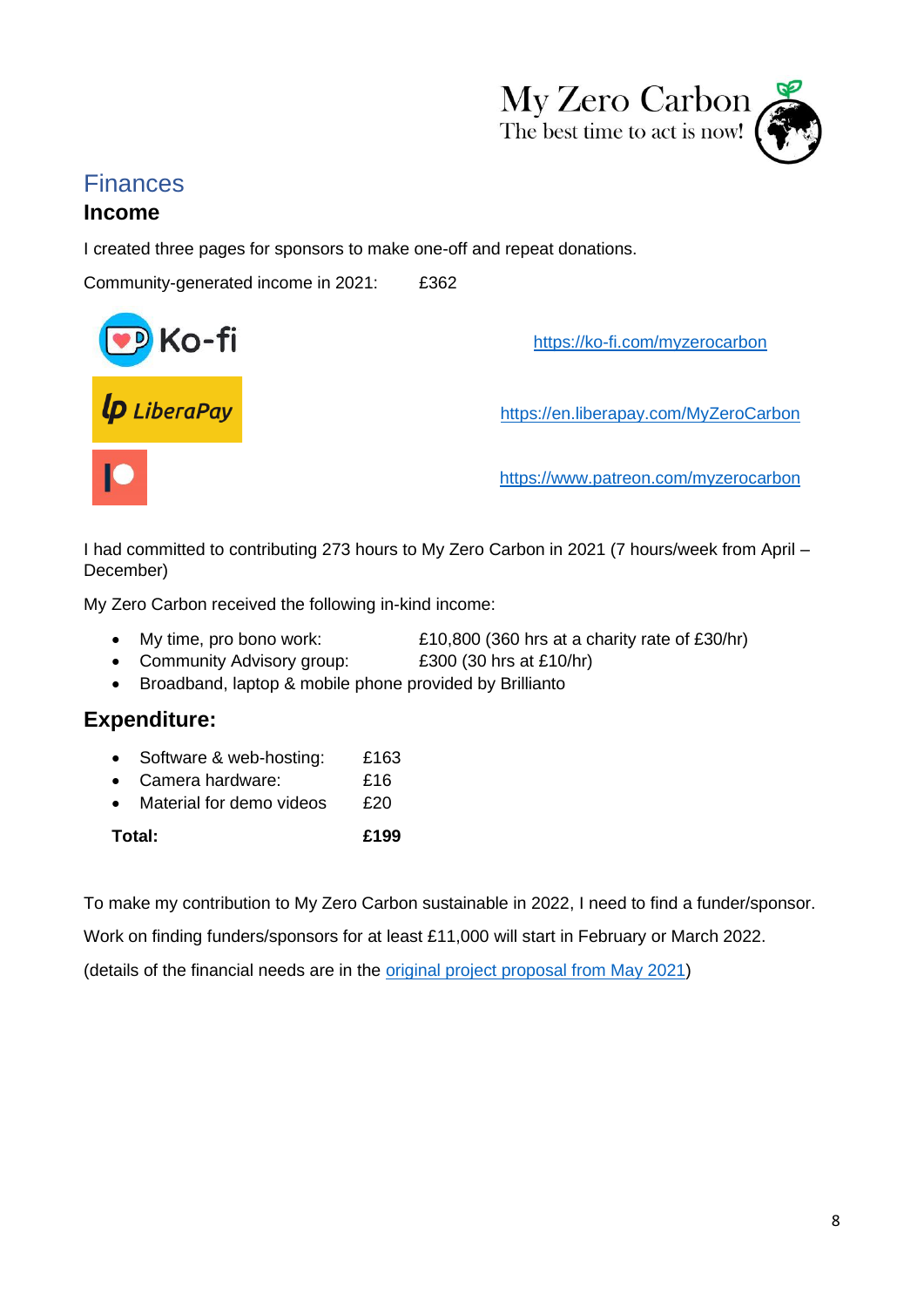## Finances

### Income

I created three pages for sponsors to make one-off and repeat donations.

Community-generated income in 2021: £362

| | |
|---|---|
| Ko-fi | https://ko-fi.com/myzerocarbon |
| LiberaPay | https://en.liberapay.com/MyZeroCarbon |
| Patreon | https://www.patreon.com/myzerocarbon |

I had committed to contributing 273 hours to My Zero Carbon in 2021 (7 hours/week from April – December)

My Zero Carbon received the following in-kind income:

- My time, pro bono work: £10,800 (360 hrs at a charity rate of £30/hr)
- Community Advisory group: £300 (30 hrs at £10/hr)
- Broadband, laptop & mobile phone provided by Brillianto

### Expenditure:

- Software & web-hosting: £163
- Camera hardware: £16
- Material for demo videos £20

**Total: £199**

To make my contribution to My Zero Carbon sustainable in 2022, I need to find a funder/sponsor.

Work on finding funders/sponsors for at least £11,000 will start in February or March 2022.

(details of the financial needs are in the original project proposal from May 2021)